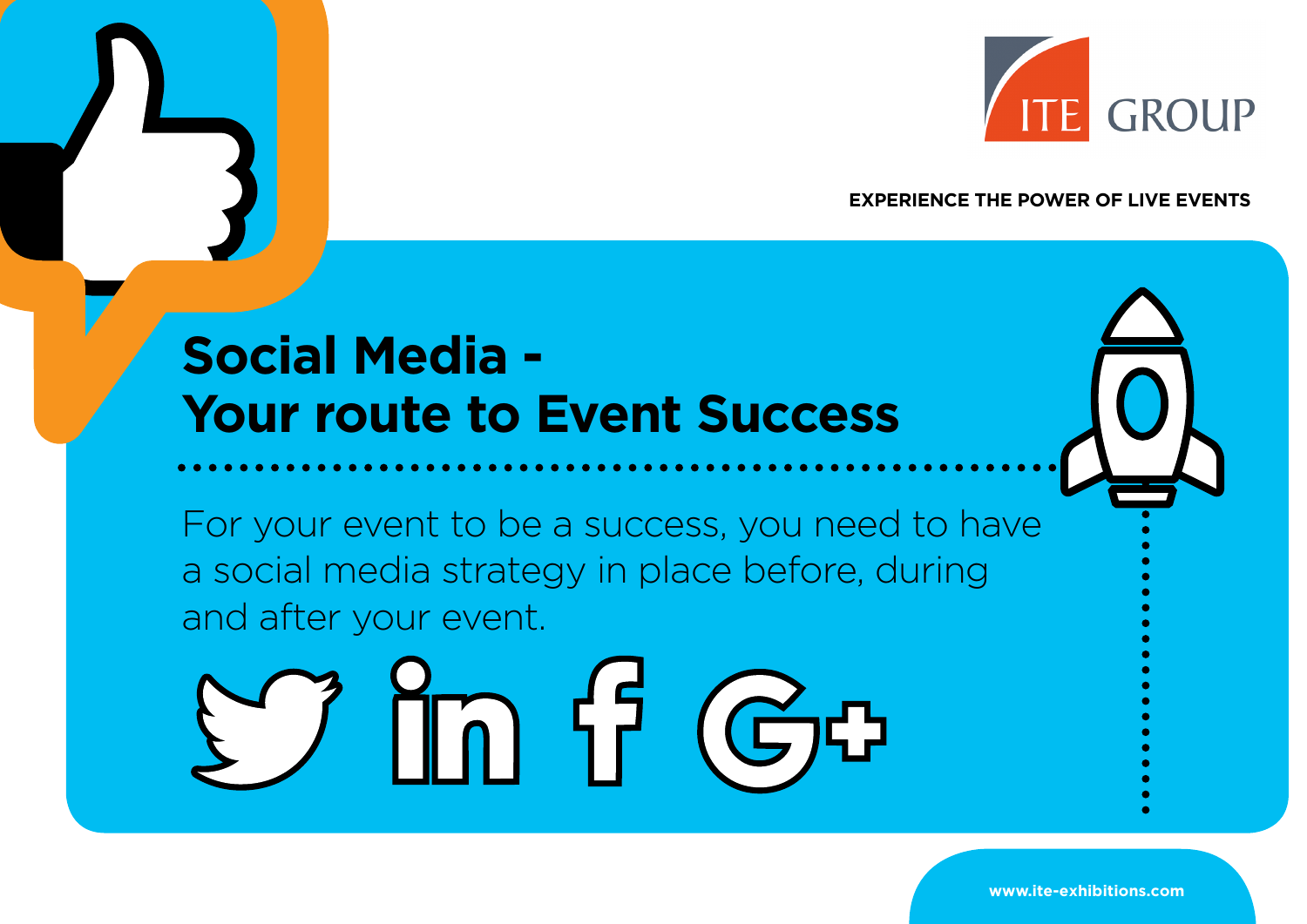ITE GROUP

**EXPERIENCE THE POWER OF LIVE EVENTS**

# Social Media - Your route to Event Success

For your event to be a success, you need to have a social media strategy in place before, during and after your event.

www.ite-exhibitions.com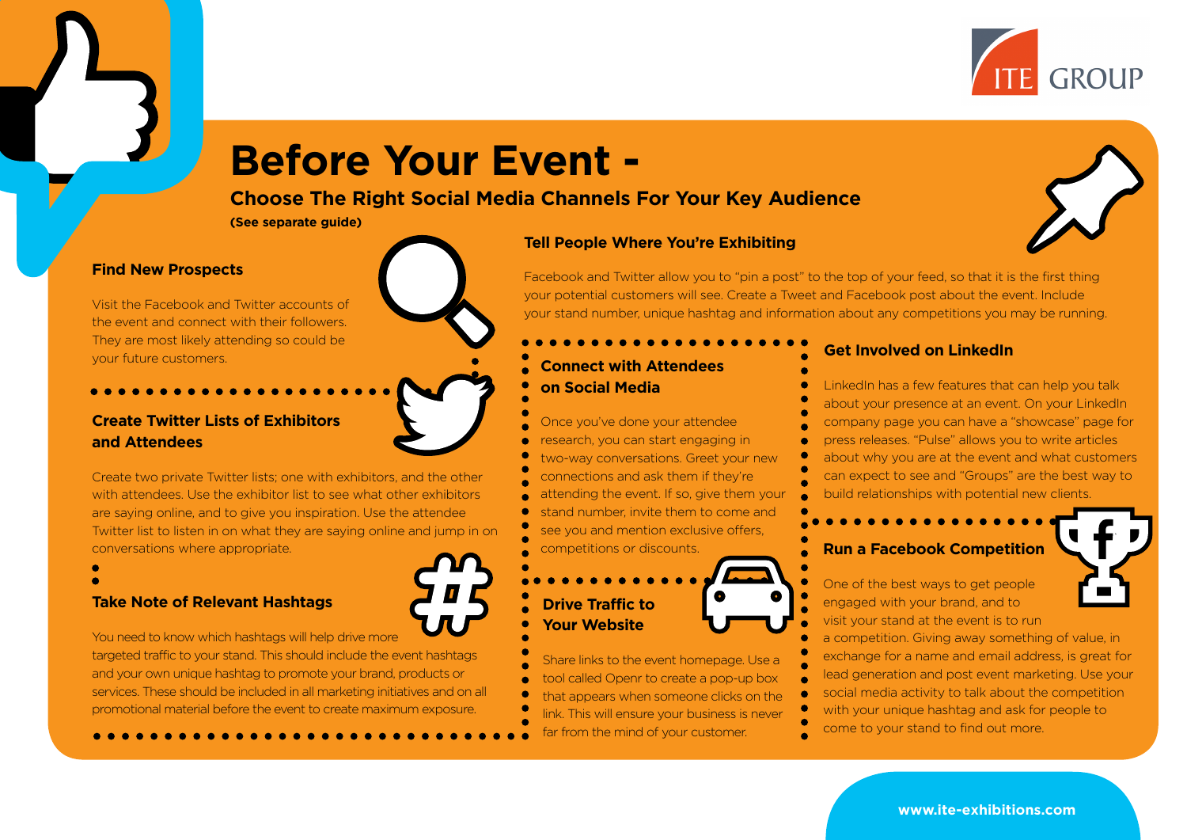# Before Your Event -

## Choose The Right Social Media Channels For Your Key Audience

**(See separate guide)**

### Find New Prospects

Visit the Facebook and Twitter accounts of the event and connect with their followers. They are most likely attending so could be your future customers.

### Create Twitter Lists of Exhibitors and Attendees

Create two private Twitter lists; one with exhibitors, and the other with attendees. Use the exhibitor list to see what other exhibitors are saying online, and to give you inspiration. Use the attendee Twitter list to listen in on what they are saying online and jump in on conversations where appropriate.

### Take Note of Relevant Hashtags

You need to know which hashtags will help drive more targeted traffic to your stand. This should include the event hashtags and your own unique hashtag to promote your brand, products or services. These should be included in all marketing initiatives and on all promotional material before the event to create maximum exposure.

### Tell People Where You're Exhibiting

Facebook and Twitter allow you to "pin a post" to the top of your feed, so that it is the first thing your potential customers will see. Create a Tweet and Facebook post about the event. Include your stand number, unique hashtag and information about any competitions you may be running.

### Connect with Attendees on Social Media

Once you've done your attendee research, you can start engaging in two-way conversations. Greet your new connections and ask them if they're attending the event. If so, give them your stand number, invite them to come and see you and mention exclusive offers, competitions or discounts.

### Drive Traffic to Your Website

Share links to the event homepage. Use a tool called Openr to create a pop-up box that appears when someone clicks on the link. This will ensure your business is never far from the mind of your customer.

### Get Involved on LinkedIn

LinkedIn has a few features that can help you talk about your presence at an event. On your LinkedIn company page you can have a "showcase" page for press releases. "Pulse" allows you to write articles about why you are at the event and what customers can expect to see and "Groups" are the best way to build relationships with potential new clients.

### Run a Facebook Competition

One of the best ways to get people engaged with your brand, and to visit your stand at the event is to run a competition. Giving away something of value, in exchange for a name and email address, is great for lead generation and post event marketing. Use your social media activity to talk about the competition with your unique hashtag and ask for people to come to your stand to find out more.

www.ite-exhibitions.com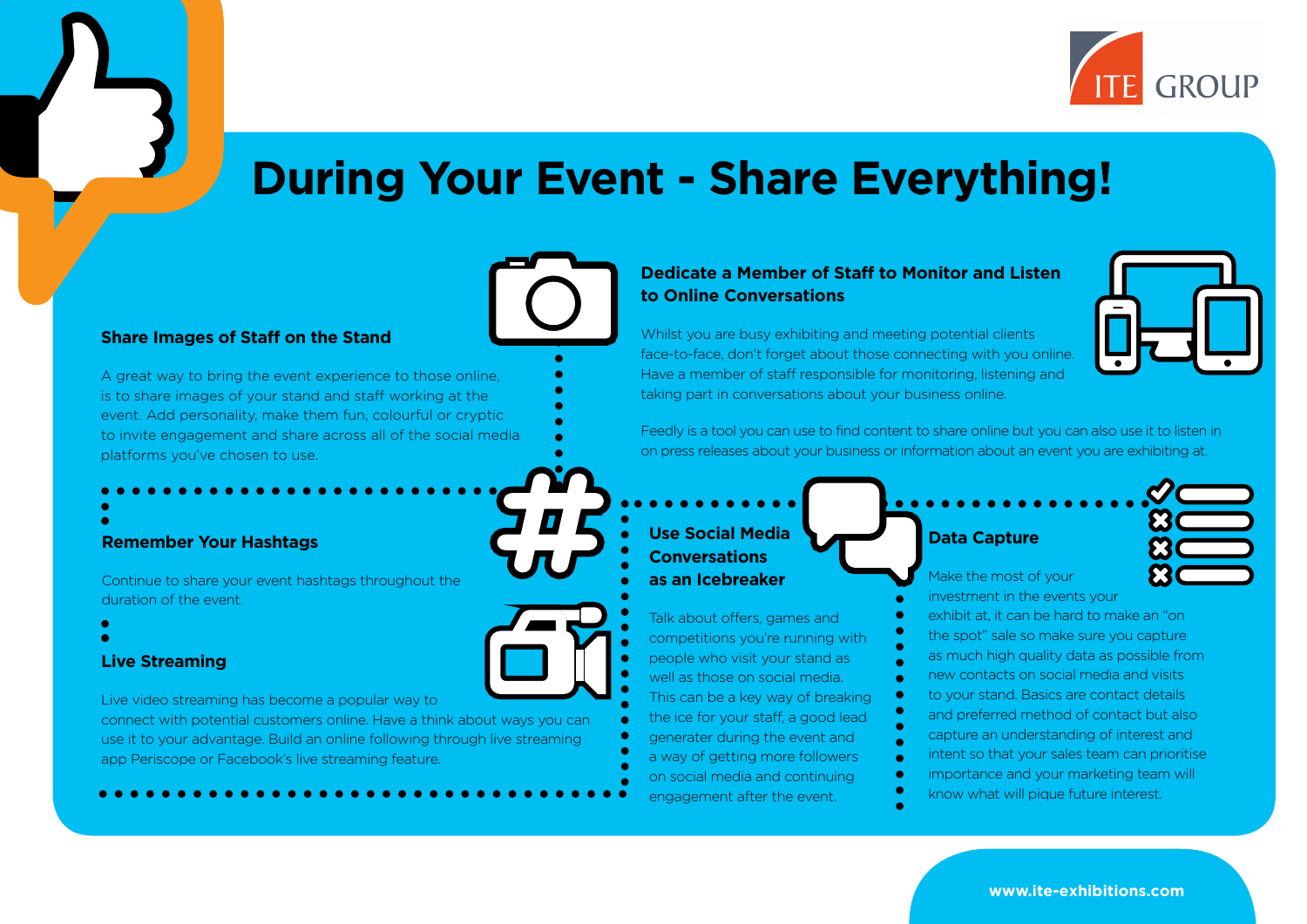# During Your Event - Share Everything!

## Share Images of Staff on the Stand

A great way to bring the event experience to those online, is to share images of your stand and staff working at the event. Add personality, make them fun, colourful or cryptic to invite engagement and share across all of the social media platforms you've chosen to use.

## Remember Your Hashtags

Continue to share your event hashtags throughout the duration of the event.

## Live Streaming

Live video streaming has become a popular way to connect with potential customers online. Have a think about ways you can use it to your advantage. Build an online following through live streaming app Periscope or Facebook's live streaming feature.

## Dedicate a Member of Staff to Monitor and Listen to Online Conversations

Whilst you are busy exhibiting and meeting potential clients face-to-face, don't forget about those connecting with you online. Have a member of staff responsible for monitoring, listening and taking part in conversations about your business online.

Feedly is a tool you can use to find content to share online but you can also use it to listen in on press releases about your business or information about an event you are exhibiting at.

## Use Social Media Conversations as an Icebreaker

Talk about offers, games and competitions you're running with people who visit your stand as well as those on social media. This can be a key way of breaking the ice for your staff, a good lead generater during the event and a way of getting more followers on social media and continuing engagement after the event.

## Data Capture

Make the most of your investment in the events your exhibit at, it can be hard to make an "on the spot" sale so make sure you capture as much high quality data as possible from new contacts on social media and visits to your stand. Basics are contact details and preferred method of contact but also capture an understanding of interest and intent so that your sales team can prioritise importance and your marketing team will know what will pique future interest.

www.ite-exhibitions.com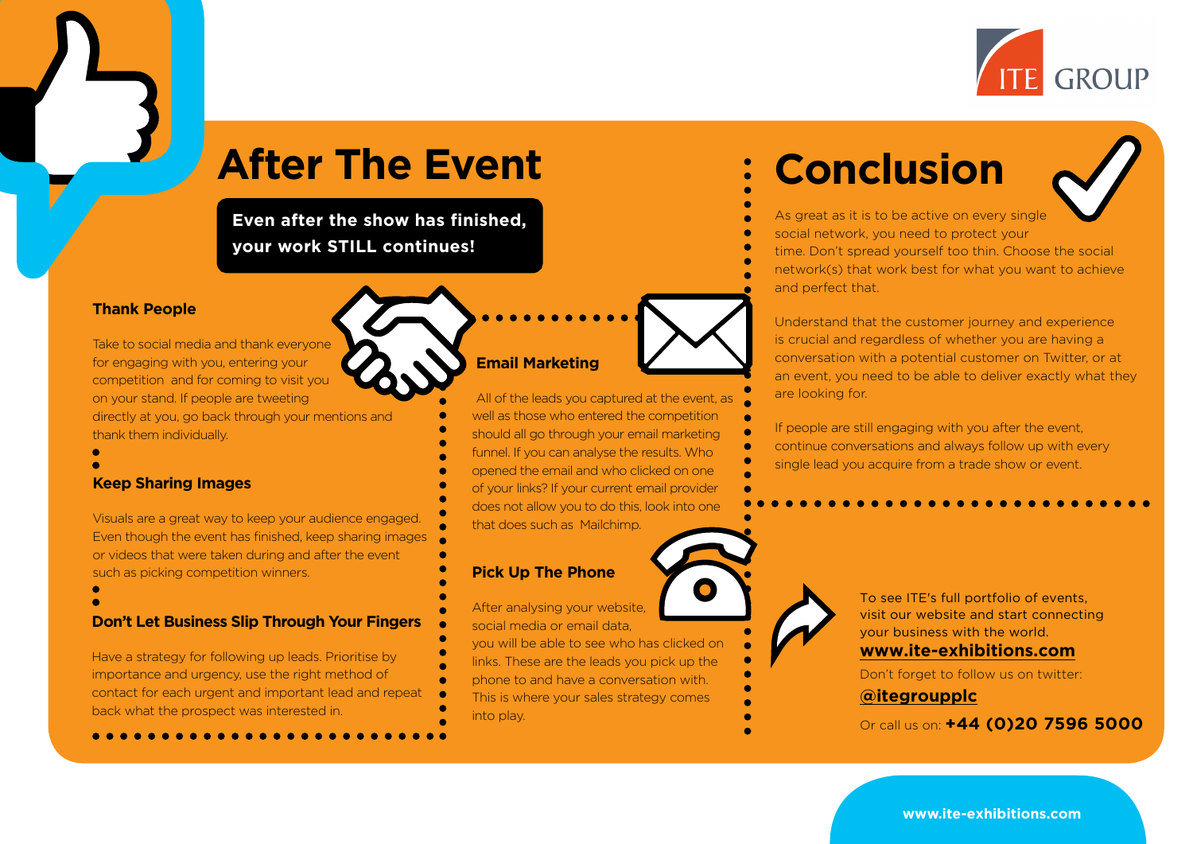# After The Event

**Even after the show has finished, your work STILL continues!**

### Thank People

Take to social media and thank everyone for engaging with you, entering your competition and for coming to visit you on your stand. If people are tweeting directly at you, go back through your mentions and thank them individually.

### Keep Sharing Images

Visuals are a great way to keep your audience engaged. Even though the event has finished, keep sharing images or videos that were taken during and after the event such as picking competition winners.

### Don't Let Business Slip Through Your Fingers

Have a strategy for following up leads. Prioritise by importance and urgency, use the right method of contact for each urgent and important lead and repeat back what the prospect was interested in.

### Email Marketing

All of the leads you captured at the event, as well as those who entered the competition should all go through your email marketing funnel. If you can analyse the results. Who opened the email and who clicked on one of your links? If your current email provider does not allow you to do this, look into one that does such as Mailchimp.

### Pick Up The Phone

After analysing your website, social media or email data, you will be able to see who has clicked on links. These are the leads you pick up the phone to and have a conversation with. This is where your sales strategy comes into play.

# Conclusion

As great as it is to be active on every single social network, you need to protect your time. Don't spread yourself too thin. Choose the social network(s) that work best for what you want to achieve and perfect that.

Understand that the customer journey and experience is crucial and regardless of whether you are having a conversation with a potential customer on Twitter, or at an event, you need to be able to deliver exactly what they are looking for.

If people are still engaging with you after the event, continue conversations and always follow up with every single lead you acquire from a trade show or event.

To see ITE's full portfolio of events, visit our website and start connecting your business with the world.

**www.ite-exhibitions.com**

Don't forget to follow us on twitter:

**@itegroupplc**

Or call us on: **+44 (0)20 7596 5000**